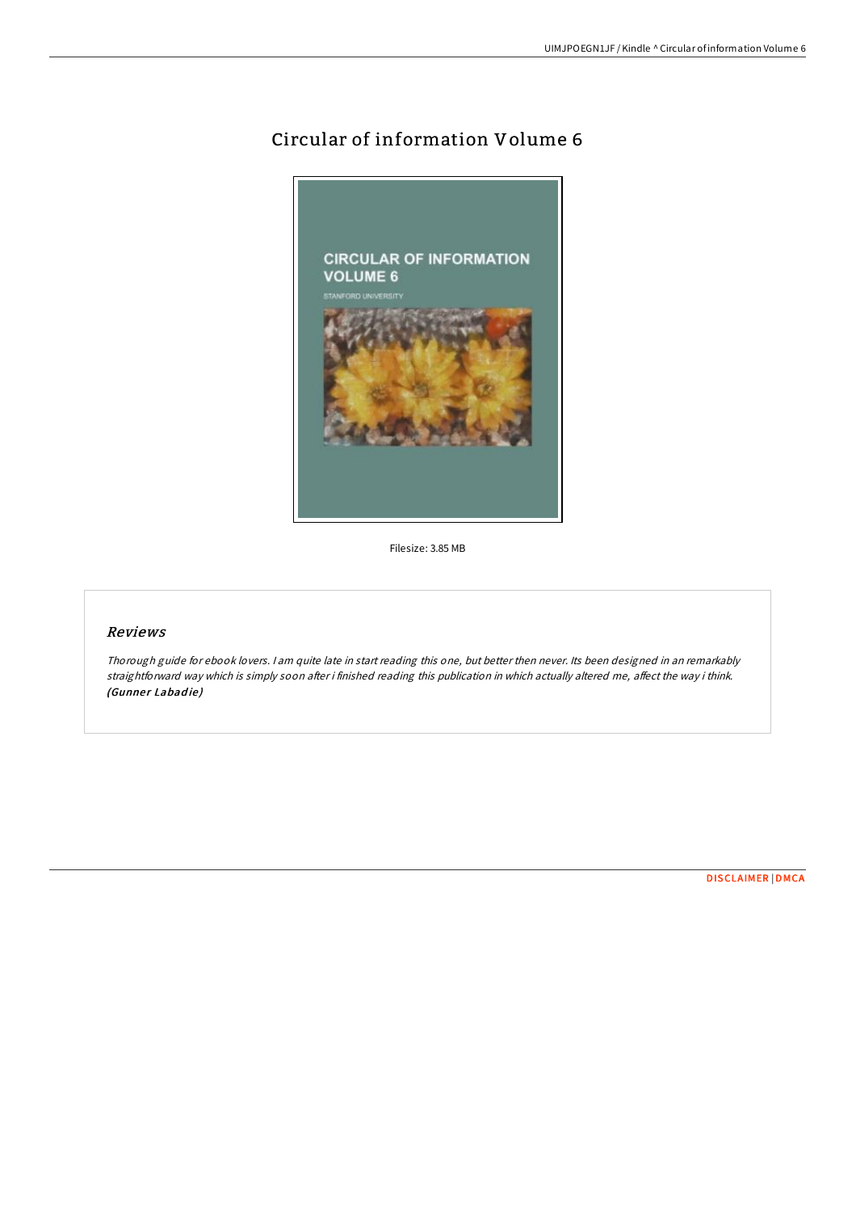# Circular of information Volume 6

Filesize: 3.85 MB

## *Reviews*

*Thorough guide for ebook lovers. I am quite late in start reading this one, but better then never. Its been designed in an remarkably straightforward way which is simply soon after i finished reading this publication in which actually altered me, affect the way i think.* ***(Gunner Labadie)***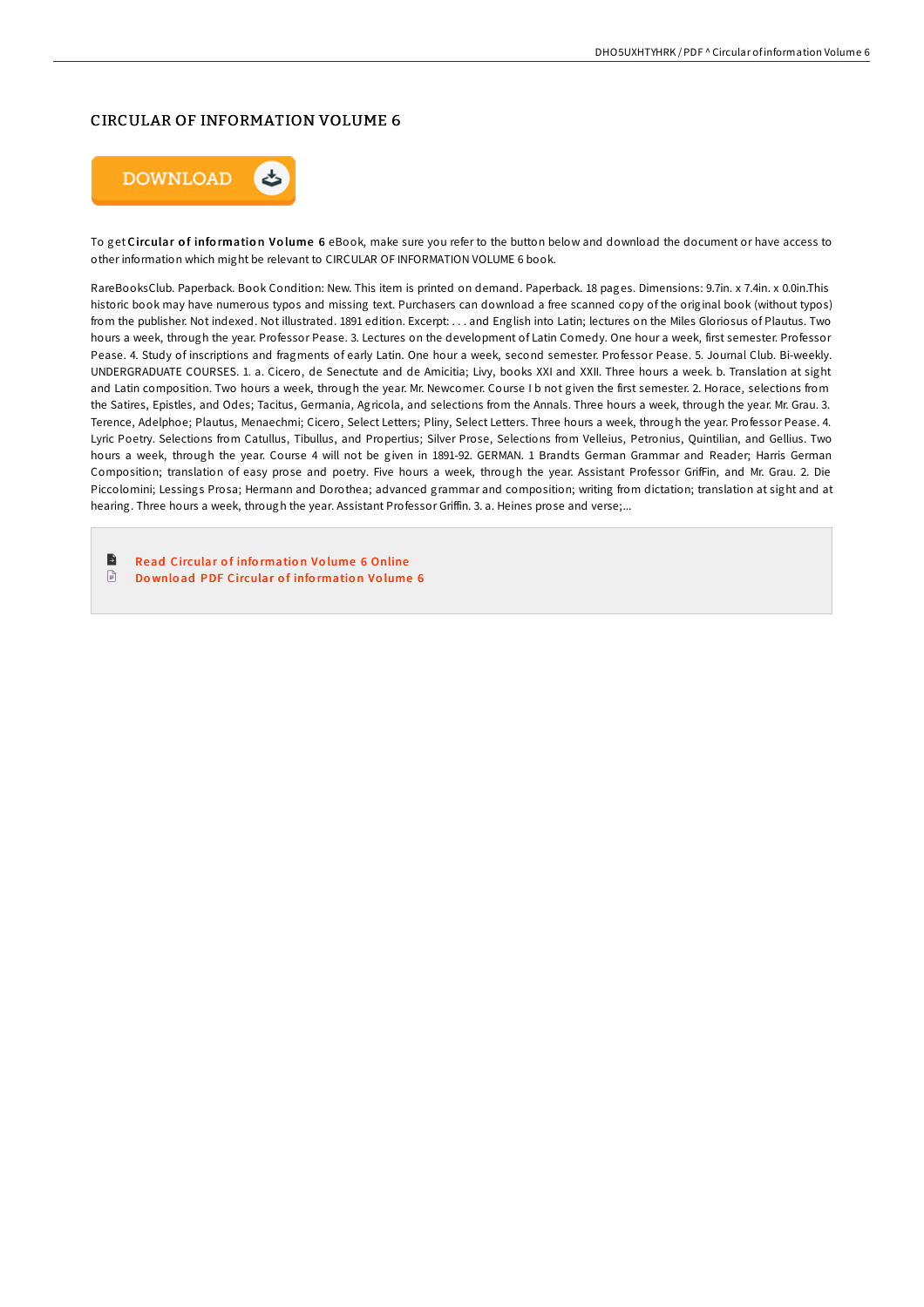## CIRCULAR OF INFORMATION VOLUME 6

To get **Circular of information Volume 6** eBook, make sure you refer to the button below and download the document or have access to other information which might be relevant to CIRCULAR OF INFORMATION VOLUME 6 book.

RareBooksClub. Paperback. Book Condition: New. This item is printed on demand. Paperback. 18 pages. Dimensions: 9.7in. x 7.4in. x 0.0in.This historic book may have numerous typos and missing text. Purchasers can download a free scanned copy of the original book (without typos) from the publisher. Not indexed. Not illustrated. 1891 edition. Excerpt: . . . and English into Latin; lectures on the Miles Gloriosus of Plautus. Two hours a week, through the year. Professor Pease. 3. Lectures on the development of Latin Comedy. One hour a week, first semester. Professor Pease. 4. Study of inscriptions and fragments of early Latin. One hour a week, second semester. Professor Pease. 5. Journal Club. Bi-weekly. UNDERGRADUATE COURSES. 1. a. Cicero, de Senectute and de Amicitia; Livy, books XXI and XXII. Three hours a week. b. Translation at sight and Latin composition. Two hours a week, through the year. Mr. Newcomer. Course I b not given the first semester. 2. Horace, selections from the Satires, Epistles, and Odes; Tacitus, Germania, Agricola, and selections from the Annals. Three hours a week, through the year. Mr. Grau. 3. Terence, Adelphoe; Plautus, Menaechmi; Cicero, Select Letters; Pliny, Select Letters. Three hours a week, through the year. Professor Pease. 4. Lyric Poetry. Selections from Catullus, Tibullus, and Propertius; Silver Prose, Selections from Velleius, Petronius, Quintilian, and Gellius. Two hours a week, through the year. Course 4 will not be given in 1891-92. GERMAN. 1 Brandts German Grammar and Reader; Harris German Composition; translation of easy prose and poetry. Five hours a week, through the year. Assistant Professor GrifFin, and Mr. Grau. 2. Die Piccolomini; Lessings Prosa; Hermann and Dorothea; advanced grammar and composition; writing from dictation; translation at sight and at hearing. Three hours a week, through the year. Assistant Professor Griffin. 3. a. Heines prose and verse;...

- Read Circular of information Volume 6 Online
- Download PDF Circular of information Volume 6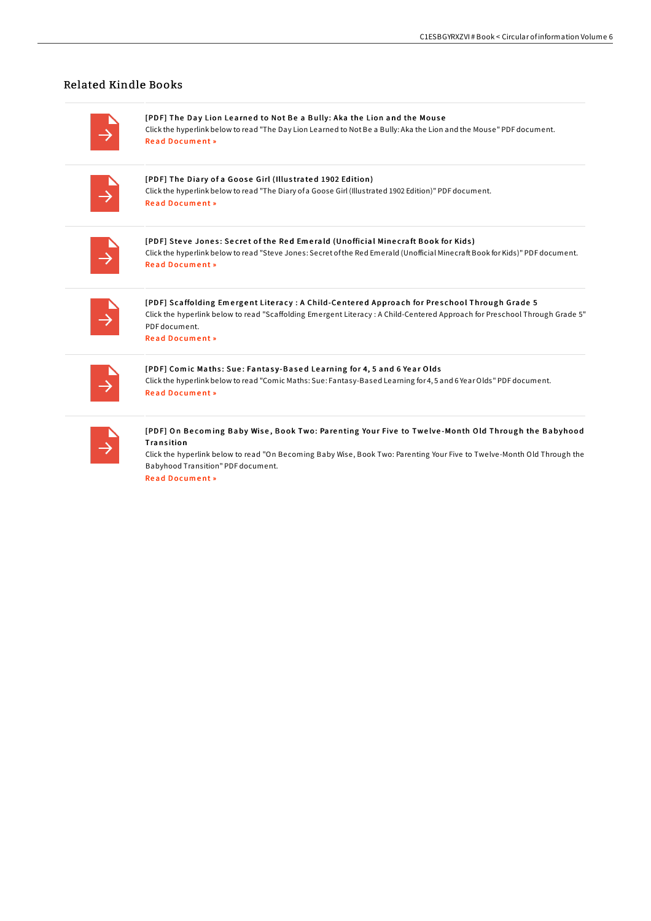## Related Kindle Books

[PDF] The Day Lion Learned to Not Be a Bully: Aka the Lion and the Mouse
Click the hyperlink below to read "The Day Lion Learned to Not Be a Bully: Aka the Lion and the Mouse" PDF document.
Read Document »

[PDF] The Diary of a Goose Girl (Illustrated 1902 Edition)
Click the hyperlink below to read "The Diary of a Goose Girl (Illustrated 1902 Edition)" PDF document.
Read Document »

[PDF] Steve Jones: Secret of the Red Emerald (Unofficial Minecraft Book for Kids)
Click the hyperlink below to read "Steve Jones: Secret of the Red Emerald (Unofficial Minecraft Book for Kids)" PDF document.
Read Document »

[PDF] Scaffolding Emergent Literacy : A Child-Centered Approach for Preschool Through Grade 5
Click the hyperlink below to read "Scaffolding Emergent Literacy : A Child-Centered Approach for Preschool Through Grade 5" PDF document.
Read Document »

[PDF] Comic Maths: Sue: Fantasy-Based Learning for 4, 5 and 6 Year Olds
Click the hyperlink below to read "Comic Maths: Sue: Fantasy-Based Learning for 4, 5 and 6 Year Olds" PDF document.
Read Document »

[PDF] On Becoming Baby Wise, Book Two: Parenting Your Five to Twelve-Month Old Through the Babyhood Transition
Click the hyperlink below to read "On Becoming Baby Wise, Book Two: Parenting Your Five to Twelve-Month Old Through the Babyhood Transition" PDF document.
Read Document »